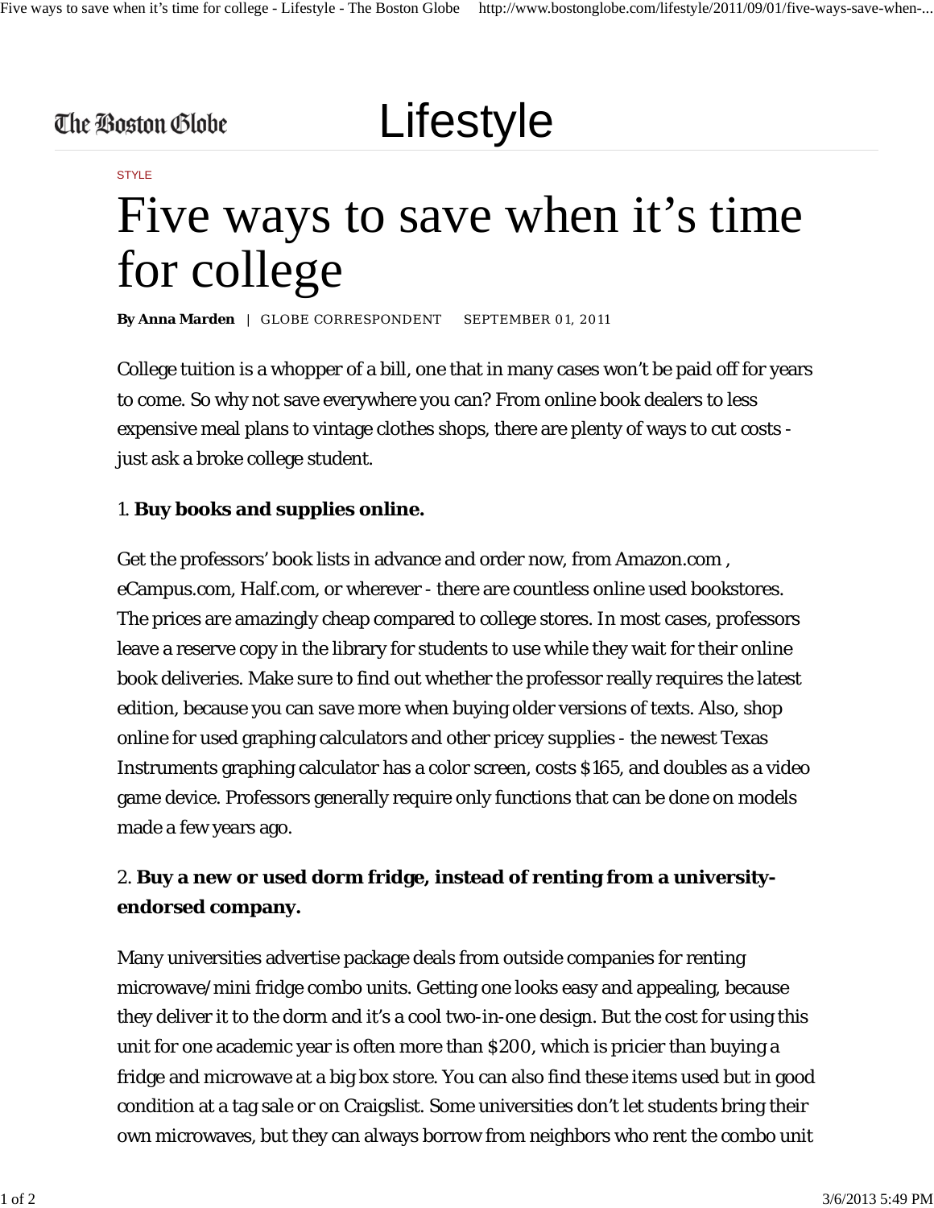The Boston Globe

# Lifestyle

STYLE

# Five ways to save when it’s time for college

**By Anna Marden** | GLOBE CORRESPONDENT SEPTEMBER 01, 2011

College tuition is a whopper of a bill, one that in many cases won’t be paid off for years to come. So why not save everywhere you can? From online book dealers to less expensive meal plans to vintage clothes shops, there are plenty of ways to cut costs - just ask a broke college student.

1. **Buy books and supplies online.**

Get the professors’ book lists in advance and order now, from Amazon.com , eCampus.com, Half.com, or wherever - there are countless online used bookstores. The prices are amazingly cheap compared to college stores. In most cases, professors leave a reserve copy in the library for students to use while they wait for their online book deliveries. Make sure to find out whether the professor really requires the latest edition, because you can save more when buying older versions of texts. Also, shop online for used graphing calculators and other pricey supplies - the newest Texas Instruments graphing calculator has a color screen, costs $165, and doubles as a video game device. Professors generally require only functions that can be done on models made a few years ago.

2. **Buy a new or used dorm fridge, instead of renting from a university-endorsed company.**

Many universities advertise package deals from outside companies for renting microwave/mini fridge combo units. Getting one looks easy and appealing, because they deliver it to the dorm and it’s a cool two-in-one design. But the cost for using this unit for one academic year is often more than $200, which is pricier than buying a fridge and microwave at a big box store. You can also find these items used but in good condition at a tag sale or on Craigslist. Some universities don’t let students bring their own microwaves, but they can always borrow from neighbors who rent the combo unit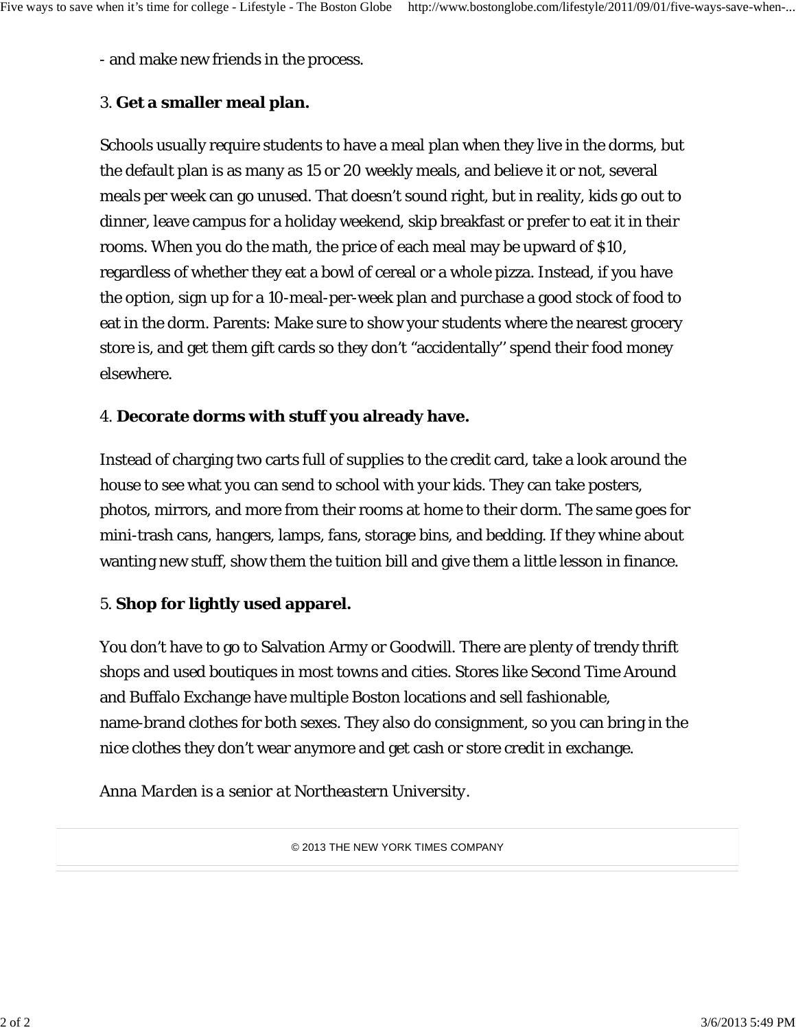- and make new friends in the process.

3. **Get a smaller meal plan.**

Schools usually require students to have a meal plan when they live in the dorms, but the default plan is as many as 15 or 20 weekly meals, and believe it or not, several meals per week can go unused. That doesn't sound right, but in reality, kids go out to dinner, leave campus for a holiday weekend, skip breakfast or prefer to eat it in their rooms. When you do the math, the price of each meal may be upward of $10, regardless of whether they eat a bowl of cereal or a whole pizza. Instead, if you have the option, sign up for a 10-meal-per-week plan and purchase a good stock of food to eat in the dorm. Parents: Make sure to show your students where the nearest grocery store is, and get them gift cards so they don't "accidentally'' spend their food money elsewhere.

4. **Decorate dorms with stuff you already have.**

Instead of charging two carts full of supplies to the credit card, take a look around the house to see what you can send to school with your kids. They can take posters, photos, mirrors, and more from their rooms at home to their dorm. The same goes for mini-trash cans, hangers, lamps, fans, storage bins, and bedding. If they whine about wanting new stuff, show them the tuition bill and give them a little lesson in finance.

5. **Shop for lightly used apparel.**

You don't have to go to Salvation Army or Goodwill. There are plenty of trendy thrift shops and used boutiques in most towns and cities. Stores like Second Time Around and Buffalo Exchange have multiple Boston locations and sell fashionable, name-brand clothes for both sexes. They also do consignment, so you can bring in the nice clothes they don't wear anymore and get cash or store credit in exchange.

*Anna Marden is a senior at Northeastern University.*

© 2013 THE NEW YORK TIMES COMPANY